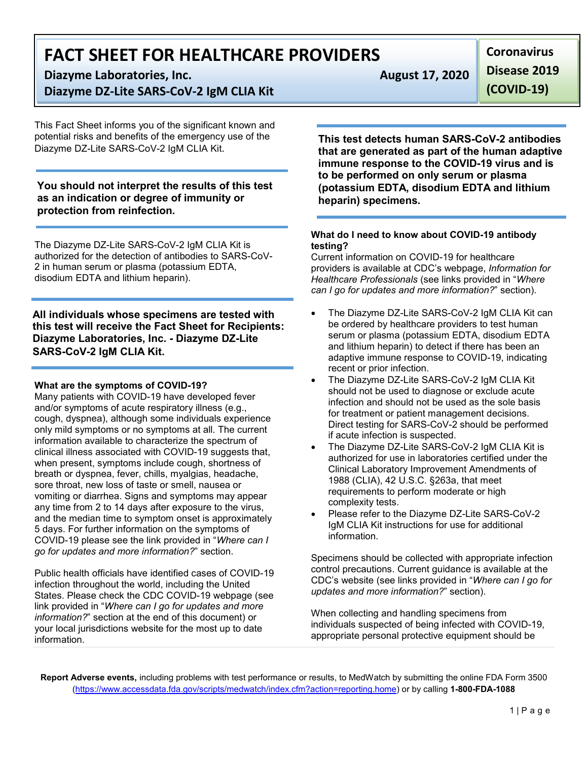# FACT SHEET FOR HEALTHCARE PROVIDERS

**Diazyme Laboratories, Inc.** **August 17, 2020**

**Diazyme DZ-Lite SARS-CoV-2 IgM CLIA Kit**

**Coronavirus Disease 2019 (COVID-19)**

This Fact Sheet informs you of the significant known and potential risks and benefits of the emergency use of the Diazyme DZ-Lite SARS-CoV-2 IgM CLIA Kit.

**You should not interpret the results of this test as an indication or degree of immunity or protection from reinfection.**

The Diazyme DZ-Lite SARS-CoV-2 IgM CLIA Kit is authorized for the detection of antibodies to SARS-CoV-2 in human serum or plasma (potassium EDTA, disodium EDTA and lithium heparin).

**All individuals whose specimens are tested with this test will receive the Fact Sheet for Recipients: Diazyme Laboratories, Inc. - Diazyme DZ-Lite SARS-CoV-2 IgM CLIA Kit.**

### What are the symptoms of COVID-19?

Many patients with COVID-19 have developed fever and/or symptoms of acute respiratory illness (e.g., cough, dyspnea), although some individuals experience only mild symptoms or no symptoms at all. The current information available to characterize the spectrum of clinical illness associated with COVID-19 suggests that, when present, symptoms include cough, shortness of breath or dyspnea, fever, chills, myalgias, headache, sore throat, new loss of taste or smell, nausea or vomiting or diarrhea. Signs and symptoms may appear any time from 2 to 14 days after exposure to the virus, and the median time to symptom onset is approximately 5 days. For further information on the symptoms of COVID-19 please see the link provided in "*Where can I go for updates and more information?*" section.

Public health officials have identified cases of COVID-19 infection throughout the world, including the United States. Please check the CDC COVID-19 webpage (see link provided in "*Where can I go for updates and more information?*" section at the end of this document) or your local jurisdictions website for the most up to date information.

**This test detects human SARS-CoV-2 antibodies that are generated as part of the human adaptive immune response to the COVID-19 virus and is to be performed on only serum or plasma (potassium EDTA, disodium EDTA and lithium heparin) specimens.**

### What do I need to know about COVID-19 antibody testing?

Current information on COVID-19 for healthcare providers is available at CDC's webpage, *Information for Healthcare Professionals* (see links provided in "*Where can I go for updates and more information?*" section).

- The Diazyme DZ-Lite SARS-CoV-2 IgM CLIA Kit can be ordered by healthcare providers to test human serum or plasma (potassium EDTA, disodium EDTA and lithium heparin) to detect if there has been an adaptive immune response to COVID-19, indicating recent or prior infection.
- The Diazyme DZ-Lite SARS-CoV-2 IgM CLIA Kit should not be used to diagnose or exclude acute infection and should not be used as the sole basis for treatment or patient management decisions. Direct testing for SARS-CoV-2 should be performed if acute infection is suspected.
- The Diazyme DZ-Lite SARS-CoV-2 IgM CLIA Kit is authorized for use in laboratories certified under the Clinical Laboratory Improvement Amendments of 1988 (CLIA), 42 U.S.C. §263a, that meet requirements to perform moderate or high complexity tests.
- Please refer to the Diazyme DZ-Lite SARS-CoV-2 IgM CLIA Kit instructions for use for additional information.

Specimens should be collected with appropriate infection control precautions. Current guidance is available at the CDC's website (see links provided in "*Where can I go for updates and more information?*" section).

When collecting and handling specimens from individuals suspected of being infected with COVID-19, appropriate personal protective equipment should be

**Report Adverse events,** including problems with test performance or results, to MedWatch by submitting the online FDA Form 3500 (https://www.accessdata.fda.gov/scripts/medwatch/index.cfm?action=reporting.home) or by calling **1-800-FDA-1088**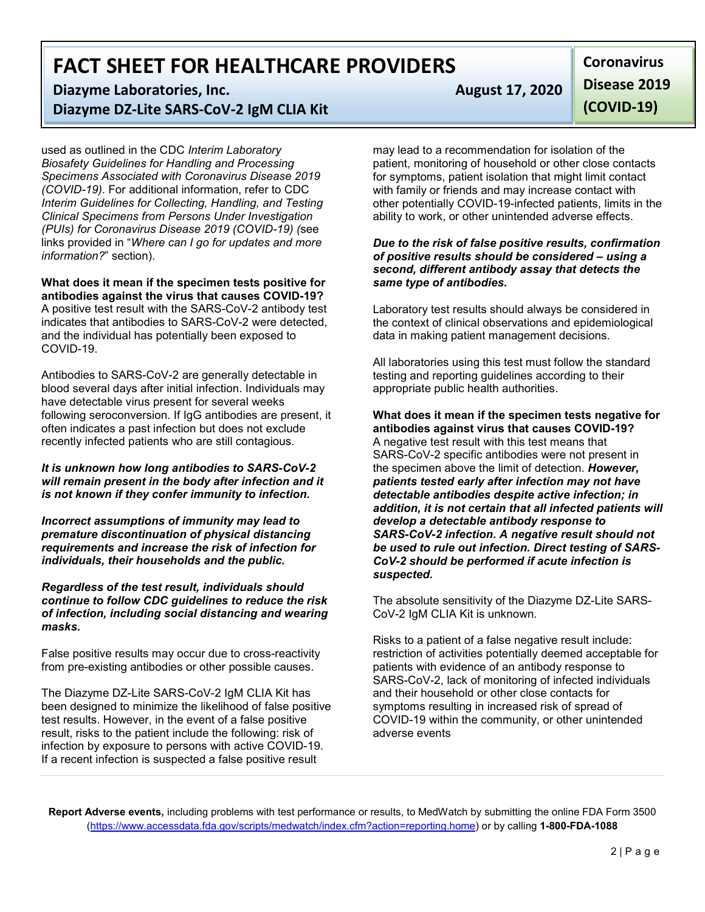used as outlined in the CDC *Interim Laboratory Biosafety Guidelines for Handling and Processing Specimens Associated with Coronavirus Disease 2019 (COVID-19)*. For additional information, refer to CDC *Interim Guidelines for Collecting, Handling, and Testing Clinical Specimens from Persons Under Investigation (PUIs) for Coronavirus Disease 2019 (COVID-19)* (see links provided in "*Where can I go for updates and more information?*" section).

**What does it mean if the specimen tests positive for antibodies against the virus that causes COVID-19?**

A positive test result with the SARS-CoV-2 antibody test indicates that antibodies to SARS-CoV-2 were detected, and the individual has potentially been exposed to COVID-19.

Antibodies to SARS-CoV-2 are generally detectable in blood several days after initial infection. Individuals may have detectable virus present for several weeks following seroconversion. If IgG antibodies are present, it often indicates a past infection but does not exclude recently infected patients who are still contagious.

***It is unknown how long antibodies to SARS-CoV-2 will remain present in the body after infection and it is not known if they confer immunity to infection.***

***Incorrect assumptions of immunity may lead to premature discontinuation of physical distancing requirements and increase the risk of infection for individuals, their households and the public.***

***Regardless of the test result, individuals should continue to follow CDC guidelines to reduce the risk of infection, including social distancing and wearing masks.***

False positive results may occur due to cross-reactivity from pre-existing antibodies or other possible causes.

The Diazyme DZ-Lite SARS-CoV-2 IgM CLIA Kit has been designed to minimize the likelihood of false positive test results. However, in the event of a false positive result, risks to the patient include the following: risk of infection by exposure to persons with active COVID-19. If a recent infection is suspected a false positive result may lead to a recommendation for isolation of the patient, monitoring of household or other close contacts for symptoms, patient isolation that might limit contact with family or friends and may increase contact with other potentially COVID-19-infected patients, limits in the ability to work, or other unintended adverse effects.

***Due to the risk of false positive results, confirmation of positive results should be considered – using a second, different antibody assay that detects the same type of antibodies.***

Laboratory test results should always be considered in the context of clinical observations and epidemiological data in making patient management decisions.

All laboratories using this test must follow the standard testing and reporting guidelines according to their appropriate public health authorities.

**What does it mean if the specimen tests negative for antibodies against virus that causes COVID-19?**

A negative test result with this test means that SARS-CoV-2 specific antibodies were not present in the specimen above the limit of detection. ***However, patients tested early after infection may not have detectable antibodies despite active infection; in addition, it is not certain that all infected patients will develop a detectable antibody response to SARS-CoV-2 infection. A negative result should not be used to rule out infection. Direct testing of SARS-CoV-2 should be performed if acute infection is suspected.***

The absolute sensitivity of the Diazyme DZ-Lite SARS-CoV-2 IgM CLIA Kit is unknown.

Risks to a patient of a false negative result include: restriction of activities potentially deemed acceptable for patients with evidence of an antibody response to SARS-CoV-2, lack of monitoring of infected individuals and their household or other close contacts for symptoms resulting in increased risk of spread of COVID-19 within the community, or other unintended adverse events

**Report Adverse events,** including problems with test performance or results, to MedWatch by submitting the online FDA Form 3500 (https://www.accessdata.fda.gov/scripts/medwatch/index.cfm?action=reporting.home) or by calling **1-800-FDA-1088**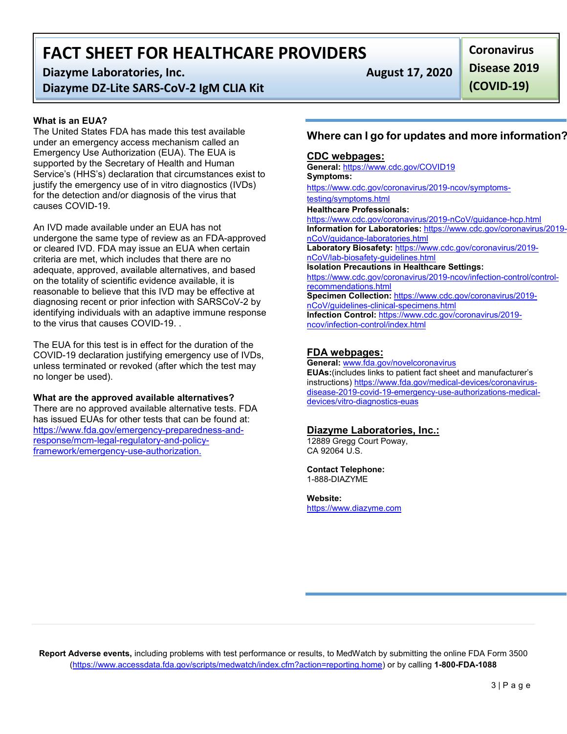# FACT SHEET FOR HEALTHCARE PROVIDERS

**Diazyme Laboratories, Inc.** **August 17, 2020**

**Diazyme DZ-Lite SARS-CoV-2 IgM CLIA Kit**

**Coronavirus Disease 2019 (COVID-19)**

**What is an EUA?**

The United States FDA has made this test available under an emergency access mechanism called an Emergency Use Authorization (EUA). The EUA is supported by the Secretary of Health and Human Service's (HHS's) declaration that circumstances exist to justify the emergency use of in vitro diagnostics (IVDs) for the detection and/or diagnosis of the virus that causes COVID-19.

An IVD made available under an EUA has not undergone the same type of review as an FDA-approved or cleared IVD. FDA may issue an EUA when certain criteria are met, which includes that there are no adequate, approved, available alternatives, and based on the totality of scientific evidence available, it is reasonable to believe that this IVD may be effective at diagnosing recent or prior infection with SARSCoV-2 by identifying individuals with an adaptive immune response to the virus that causes COVID-19. .

The EUA for this test is in effect for the duration of the COVID-19 declaration justifying emergency use of IVDs, unless terminated or revoked (after which the test may no longer be used).

**What are the approved available alternatives?**

There are no approved available alternative tests. FDA has issued EUAs for other tests that can be found at: https://www.fda.gov/emergency-preparedness-and-response/mcm-legal-regulatory-and-policy-framework/emergency-use-authorization.

## Where can I go for updates and more information?

### CDC webpages:

**General:** https://www.cdc.gov/COVID19

**Symptoms:** https://www.cdc.gov/coronavirus/2019-ncov/symptoms-testing/symptoms.html

**Healthcare Professionals:** https://www.cdc.gov/coronavirus/2019-nCoV/guidance-hcp.html

**Information for Laboratories:** https://www.cdc.gov/coronavirus/2019-nCoV/guidance-laboratories.html

**Laboratory Biosafety:** https://www.cdc.gov/coronavirus/2019-nCoV/lab-biosafety-guidelines.html

**Isolation Precautions in Healthcare Settings:** https://www.cdc.gov/coronavirus/2019-ncov/infection-control/control-recommendations.html

**Specimen Collection:** https://www.cdc.gov/coronavirus/2019-nCoV/guidelines-clinical-specimens.html

**Infection Control:** https://www.cdc.gov/coronavirus/2019-ncov/infection-control/index.html

### FDA webpages:

**General:** www.fda.gov/novelcoronavirus

**EUAs:**(includes links to patient fact sheet and manufacturer's instructions) https://www.fda.gov/medical-devices/coronavirus-disease-2019-covid-19-emergency-use-authorizations-medical-devices/vitro-diagnostics-euas

### Diazyme Laboratories, Inc.:

12889 Gregg Court Poway,
CA 92064 U.S.

**Contact Telephone:**
1-888-DIAZYME

**Website:**
https://www.diazyme.com

**Report Adverse events,** including problems with test performance or results, to MedWatch by submitting the online FDA Form 3500 (https://www.accessdata.fda.gov/scripts/medwatch/index.cfm?action=reporting.home) or by calling **1-800-FDA-1088**